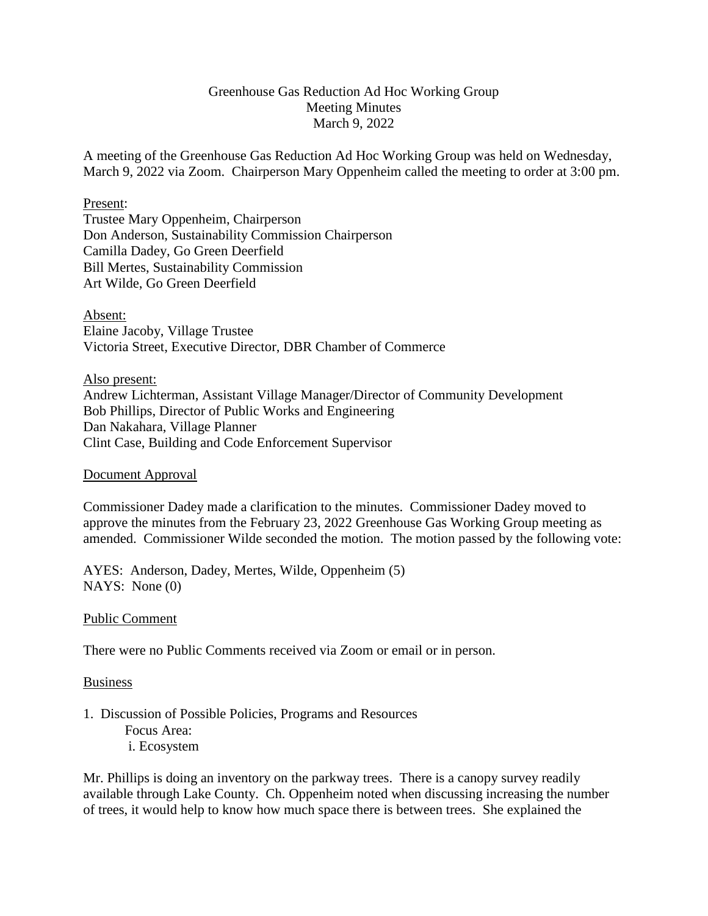# Greenhouse Gas Reduction Ad Hoc Working Group
## Meeting Minutes
### March 9, 2022

A meeting of the Greenhouse Gas Reduction Ad Hoc Working Group was held on Wednesday, March 9, 2022 via Zoom. Chairperson Mary Oppenheim called the meeting to order at 3:00 pm.

Present:
Trustee Mary Oppenheim, Chairperson
Don Anderson, Sustainability Commission Chairperson
Camilla Dadey, Go Green Deerfield
Bill Mertes, Sustainability Commission
Art Wilde, Go Green Deerfield

Absent:
Elaine Jacoby, Village Trustee
Victoria Street, Executive Director, DBR Chamber of Commerce

Also present:
Andrew Lichterman, Assistant Village Manager/Director of Community Development
Bob Phillips, Director of Public Works and Engineering
Dan Nakahara, Village Planner
Clint Case, Building and Code Enforcement Supervisor

Document Approval

Commissioner Dadey made a clarification to the minutes. Commissioner Dadey moved to approve the minutes from the February 23, 2022 Greenhouse Gas Working Group meeting as amended. Commissioner Wilde seconded the motion. The motion passed by the following vote:

AYES: Anderson, Dadey, Mertes, Wilde, Oppenheim (5)
NAYS: None (0)

Public Comment

There were no Public Comments received via Zoom or email or in person.

Business

1. Discussion of Possible Policies, Programs and Resources
   Focus Area:
   i. Ecosystem

Mr. Phillips is doing an inventory on the parkway trees. There is a canopy survey readily available through Lake County. Ch. Oppenheim noted when discussing increasing the number of trees, it would help to know how much space there is between trees. She explained the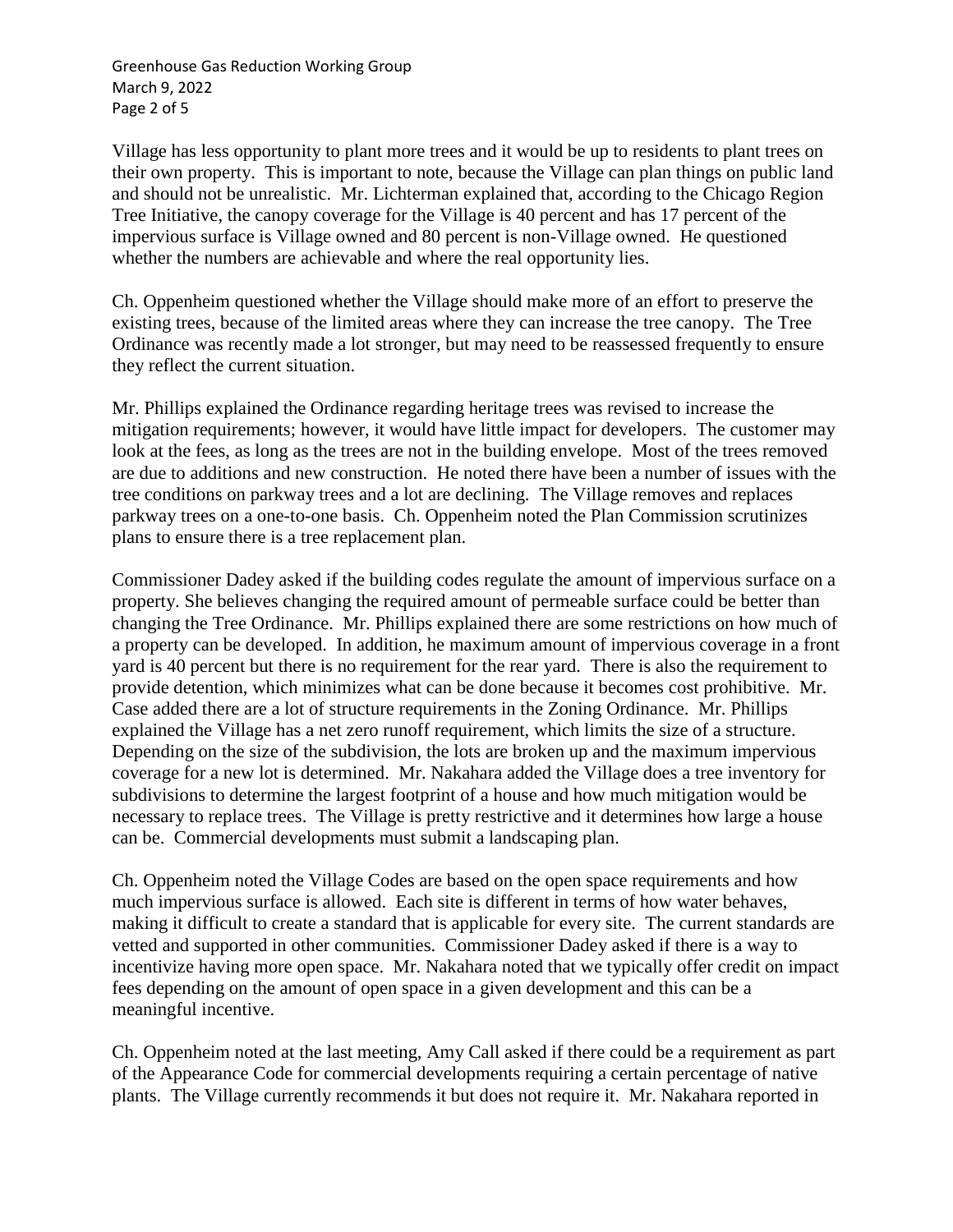Village has less opportunity to plant more trees and it would be up to residents to plant trees on their own property. This is important to note, because the Village can plan things on public land and should not be unrealistic. Mr. Lichterman explained that, according to the Chicago Region Tree Initiative, the canopy coverage for the Village is 40 percent and has 17 percent of the impervious surface is Village owned and 80 percent is non-Village owned. He questioned whether the numbers are achievable and where the real opportunity lies.

Ch. Oppenheim questioned whether the Village should make more of an effort to preserve the existing trees, because of the limited areas where they can increase the tree canopy. The Tree Ordinance was recently made a lot stronger, but may need to be reassessed frequently to ensure they reflect the current situation.

Mr. Phillips explained the Ordinance regarding heritage trees was revised to increase the mitigation requirements; however, it would have little impact for developers. The customer may look at the fees, as long as the trees are not in the building envelope. Most of the trees removed are due to additions and new construction. He noted there have been a number of issues with the tree conditions on parkway trees and a lot are declining. The Village removes and replaces parkway trees on a one-to-one basis. Ch. Oppenheim noted the Plan Commission scrutinizes plans to ensure there is a tree replacement plan.

Commissioner Dadey asked if the building codes regulate the amount of impervious surface on a property. She believes changing the required amount of permeable surface could be better than changing the Tree Ordinance. Mr. Phillips explained there are some restrictions on how much of a property can be developed. In addition, he maximum amount of impervious coverage in a front yard is 40 percent but there is no requirement for the rear yard. There is also the requirement to provide detention, which minimizes what can be done because it becomes cost prohibitive. Mr. Case added there are a lot of structure requirements in the Zoning Ordinance. Mr. Phillips explained the Village has a net zero runoff requirement, which limits the size of a structure. Depending on the size of the subdivision, the lots are broken up and the maximum impervious coverage for a new lot is determined. Mr. Nakahara added the Village does a tree inventory for subdivisions to determine the largest footprint of a house and how much mitigation would be necessary to replace trees. The Village is pretty restrictive and it determines how large a house can be. Commercial developments must submit a landscaping plan.

Ch. Oppenheim noted the Village Codes are based on the open space requirements and how much impervious surface is allowed. Each site is different in terms of how water behaves, making it difficult to create a standard that is applicable for every site. The current standards are vetted and supported in other communities. Commissioner Dadey asked if there is a way to incentivize having more open space. Mr. Nakahara noted that we typically offer credit on impact fees depending on the amount of open space in a given development and this can be a meaningful incentive.

Ch. Oppenheim noted at the last meeting, Amy Call asked if there could be a requirement as part of the Appearance Code for commercial developments requiring a certain percentage of native plants. The Village currently recommends it but does not require it. Mr. Nakahara reported in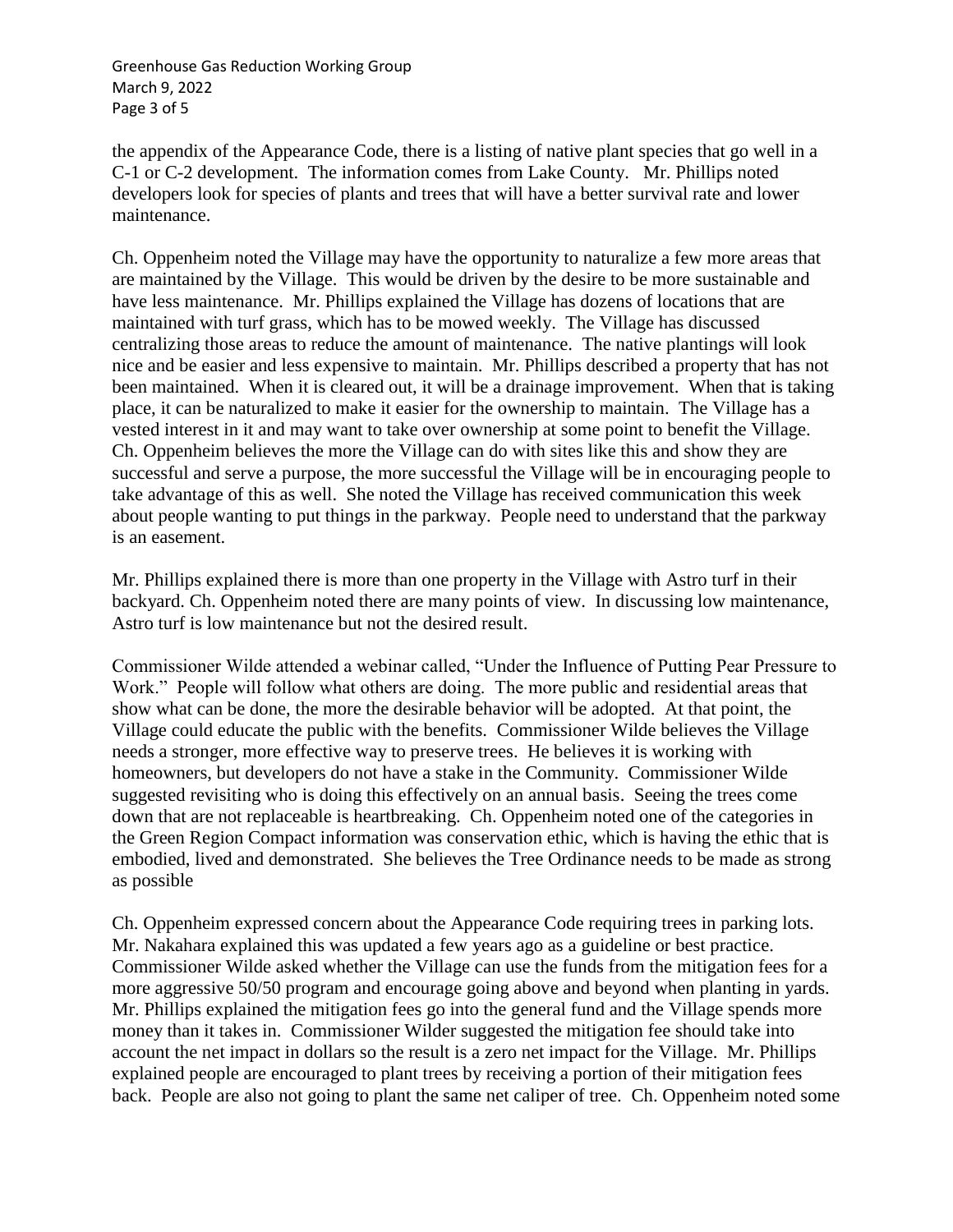the appendix of the Appearance Code, there is a listing of native plant species that go well in a C-1 or C-2 development. The information comes from Lake County. Mr. Phillips noted developers look for species of plants and trees that will have a better survival rate and lower maintenance.

Ch. Oppenheim noted the Village may have the opportunity to naturalize a few more areas that are maintained by the Village. This would be driven by the desire to be more sustainable and have less maintenance. Mr. Phillips explained the Village has dozens of locations that are maintained with turf grass, which has to be mowed weekly. The Village has discussed centralizing those areas to reduce the amount of maintenance. The native plantings will look nice and be easier and less expensive to maintain. Mr. Phillips described a property that has not been maintained. When it is cleared out, it will be a drainage improvement. When that is taking place, it can be naturalized to make it easier for the ownership to maintain. The Village has a vested interest in it and may want to take over ownership at some point to benefit the Village. Ch. Oppenheim believes the more the Village can do with sites like this and show they are successful and serve a purpose, the more successful the Village will be in encouraging people to take advantage of this as well. She noted the Village has received communication this week about people wanting to put things in the parkway. People need to understand that the parkway is an easement.

Mr. Phillips explained there is more than one property in the Village with Astro turf in their backyard. Ch. Oppenheim noted there are many points of view. In discussing low maintenance, Astro turf is low maintenance but not the desired result.

Commissioner Wilde attended a webinar called, "Under the Influence of Putting Pear Pressure to Work." People will follow what others are doing. The more public and residential areas that show what can be done, the more the desirable behavior will be adopted. At that point, the Village could educate the public with the benefits. Commissioner Wilde believes the Village needs a stronger, more effective way to preserve trees. He believes it is working with homeowners, but developers do not have a stake in the Community. Commissioner Wilde suggested revisiting who is doing this effectively on an annual basis. Seeing the trees come down that are not replaceable is heartbreaking. Ch. Oppenheim noted one of the categories in the Green Region Compact information was conservation ethic, which is having the ethic that is embodied, lived and demonstrated. She believes the Tree Ordinance needs to be made as strong as possible

Ch. Oppenheim expressed concern about the Appearance Code requiring trees in parking lots. Mr. Nakahara explained this was updated a few years ago as a guideline or best practice. Commissioner Wilde asked whether the Village can use the funds from the mitigation fees for a more aggressive 50/50 program and encourage going above and beyond when planting in yards. Mr. Phillips explained the mitigation fees go into the general fund and the Village spends more money than it takes in. Commissioner Wilder suggested the mitigation fee should take into account the net impact in dollars so the result is a zero net impact for the Village. Mr. Phillips explained people are encouraged to plant trees by receiving a portion of their mitigation fees back. People are also not going to plant the same net caliper of tree. Ch. Oppenheim noted some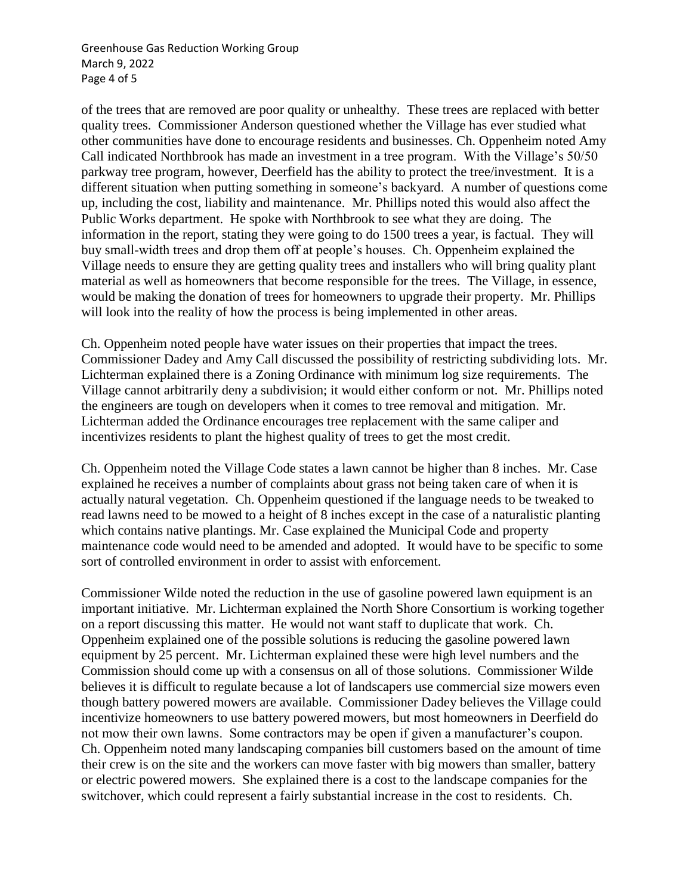of the trees that are removed are poor quality or unhealthy. These trees are replaced with better quality trees. Commissioner Anderson questioned whether the Village has ever studied what other communities have done to encourage residents and businesses. Ch. Oppenheim noted Amy Call indicated Northbrook has made an investment in a tree program. With the Village's 50/50 parkway tree program, however, Deerfield has the ability to protect the tree/investment. It is a different situation when putting something in someone's backyard. A number of questions come up, including the cost, liability and maintenance. Mr. Phillips noted this would also affect the Public Works department. He spoke with Northbrook to see what they are doing. The information in the report, stating they were going to do 1500 trees a year, is factual. They will buy small-width trees and drop them off at people's houses. Ch. Oppenheim explained the Village needs to ensure they are getting quality trees and installers who will bring quality plant material as well as homeowners that become responsible for the trees. The Village, in essence, would be making the donation of trees for homeowners to upgrade their property. Mr. Phillips will look into the reality of how the process is being implemented in other areas.

Ch. Oppenheim noted people have water issues on their properties that impact the trees. Commissioner Dadey and Amy Call discussed the possibility of restricting subdividing lots. Mr. Lichterman explained there is a Zoning Ordinance with minimum log size requirements. The Village cannot arbitrarily deny a subdivision; it would either conform or not. Mr. Phillips noted the engineers are tough on developers when it comes to tree removal and mitigation. Mr. Lichterman added the Ordinance encourages tree replacement with the same caliper and incentivizes residents to plant the highest quality of trees to get the most credit.

Ch. Oppenheim noted the Village Code states a lawn cannot be higher than 8 inches. Mr. Case explained he receives a number of complaints about grass not being taken care of when it is actually natural vegetation. Ch. Oppenheim questioned if the language needs to be tweaked to read lawns need to be mowed to a height of 8 inches except in the case of a naturalistic planting which contains native plantings. Mr. Case explained the Municipal Code and property maintenance code would need to be amended and adopted. It would have to be specific to some sort of controlled environment in order to assist with enforcement.

Commissioner Wilde noted the reduction in the use of gasoline powered lawn equipment is an important initiative. Mr. Lichterman explained the North Shore Consortium is working together on a report discussing this matter. He would not want staff to duplicate that work. Ch. Oppenheim explained one of the possible solutions is reducing the gasoline powered lawn equipment by 25 percent. Mr. Lichterman explained these were high level numbers and the Commission should come up with a consensus on all of those solutions. Commissioner Wilde believes it is difficult to regulate because a lot of landscapers use commercial size mowers even though battery powered mowers are available. Commissioner Dadey believes the Village could incentivize homeowners to use battery powered mowers, but most homeowners in Deerfield do not mow their own lawns. Some contractors may be open if given a manufacturer's coupon. Ch. Oppenheim noted many landscaping companies bill customers based on the amount of time their crew is on the site and the workers can move faster with big mowers than smaller, battery or electric powered mowers. She explained there is a cost to the landscape companies for the switchover, which could represent a fairly substantial increase in the cost to residents. Ch.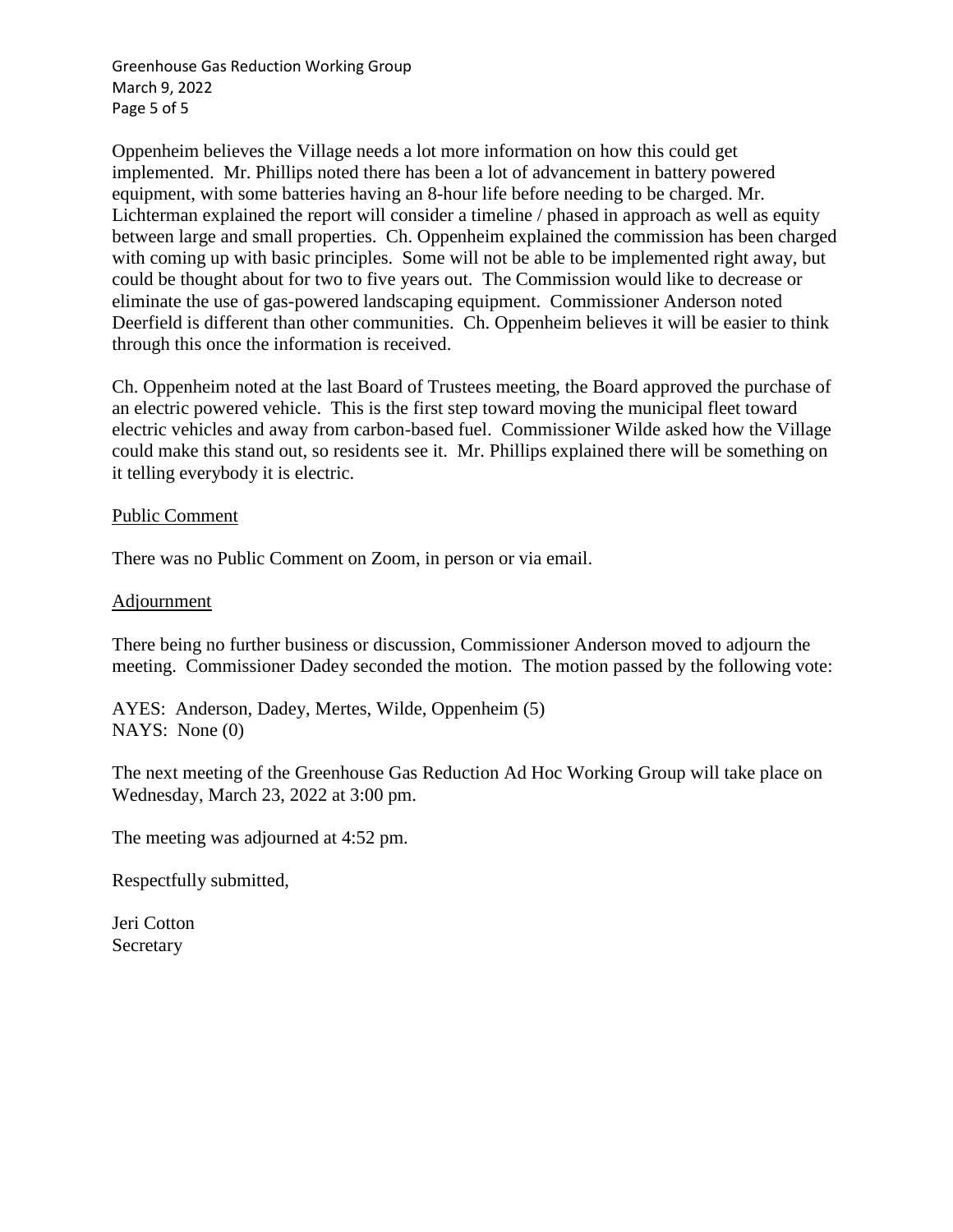Oppenheim believes the Village needs a lot more information on how this could get implemented. Mr. Phillips noted there has been a lot of advancement in battery powered equipment, with some batteries having an 8-hour life before needing to be charged. Mr. Lichterman explained the report will consider a timeline / phased in approach as well as equity between large and small properties. Ch. Oppenheim explained the commission has been charged with coming up with basic principles. Some will not be able to be implemented right away, but could be thought about for two to five years out. The Commission would like to decrease or eliminate the use of gas-powered landscaping equipment. Commissioner Anderson noted Deerfield is different than other communities. Ch. Oppenheim believes it will be easier to think through this once the information is received.

Ch. Oppenheim noted at the last Board of Trustees meeting, the Board approved the purchase of an electric powered vehicle. This is the first step toward moving the municipal fleet toward electric vehicles and away from carbon-based fuel. Commissioner Wilde asked how the Village could make this stand out, so residents see it. Mr. Phillips explained there will be something on it telling everybody it is electric.

Public Comment

There was no Public Comment on Zoom, in person or via email.

Adjournment

There being no further business or discussion, Commissioner Anderson moved to adjourn the meeting. Commissioner Dadey seconded the motion. The motion passed by the following vote:

AYES: Anderson, Dadey, Mertes, Wilde, Oppenheim (5)
NAYS: None (0)

The next meeting of the Greenhouse Gas Reduction Ad Hoc Working Group will take place on Wednesday, March 23, 2022 at 3:00 pm.

The meeting was adjourned at 4:52 pm.

Respectfully submitted,

Jeri Cotton
Secretary